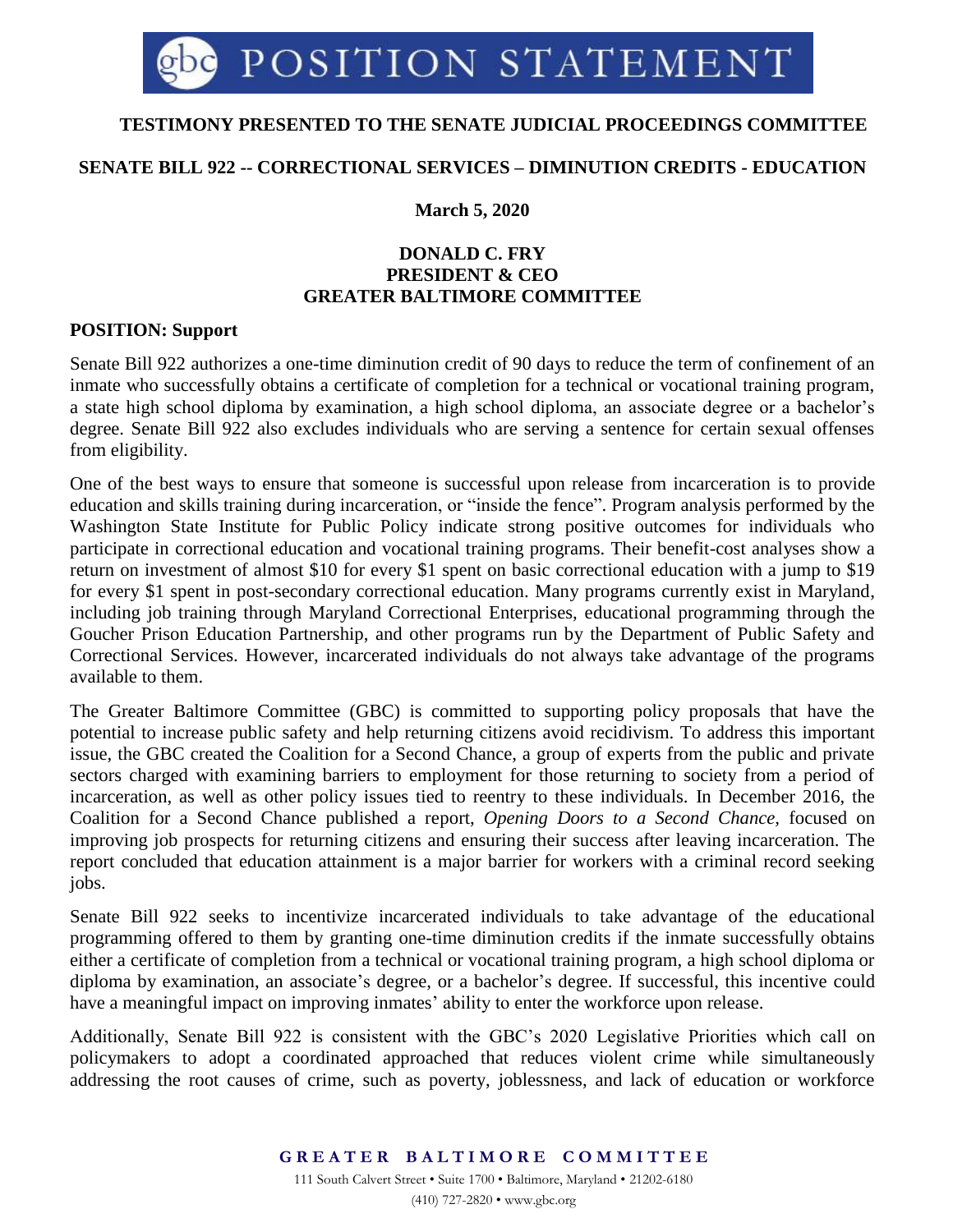# gbc POSITION STATEMENT

**TESTIMONY PRESENTED TO THE SENATE JUDICIAL PROCEEDINGS COMMITTEE**

**SENATE BILL 922 -- CORRECTIONAL SERVICES – DIMINUTION CREDITS - EDUCATION**

**March 5, 2020**

**DONALD C. FRY**
**PRESIDENT & CEO**
**GREATER BALTIMORE COMMITTEE**

**POSITION: Support**

Senate Bill 922 authorizes a one-time diminution credit of 90 days to reduce the term of confinement of an inmate who successfully obtains a certificate of completion for a technical or vocational training program, a state high school diploma by examination, a high school diploma, an associate degree or a bachelor's degree. Senate Bill 922 also excludes individuals who are serving a sentence for certain sexual offenses from eligibility.

One of the best ways to ensure that someone is successful upon release from incarceration is to provide education and skills training during incarceration, or "inside the fence". Program analysis performed by the Washington State Institute for Public Policy indicate strong positive outcomes for individuals who participate in correctional education and vocational training programs. Their benefit-cost analyses show a return on investment of almost $10 for every $1 spent on basic correctional education with a jump to $19 for every $1 spent in post-secondary correctional education. Many programs currently exist in Maryland, including job training through Maryland Correctional Enterprises, educational programming through the Goucher Prison Education Partnership, and other programs run by the Department of Public Safety and Correctional Services. However, incarcerated individuals do not always take advantage of the programs available to them.

The Greater Baltimore Committee (GBC) is committed to supporting policy proposals that have the potential to increase public safety and help returning citizens avoid recidivism. To address this important issue, the GBC created the Coalition for a Second Chance, a group of experts from the public and private sectors charged with examining barriers to employment for those returning to society from a period of incarceration, as well as other policy issues tied to reentry to these individuals. In December 2016, the Coalition for a Second Chance published a report, *Opening Doors to a Second Chance,* focused on improving job prospects for returning citizens and ensuring their success after leaving incarceration. The report concluded that education attainment is a major barrier for workers with a criminal record seeking jobs.

Senate Bill 922 seeks to incentivize incarcerated individuals to take advantage of the educational programming offered to them by granting one-time diminution credits if the inmate successfully obtains either a certificate of completion from a technical or vocational training program, a high school diploma or diploma by examination, an associate's degree, or a bachelor's degree. If successful, this incentive could have a meaningful impact on improving inmates' ability to enter the workforce upon release.

Additionally, Senate Bill 922 is consistent with the GBC's 2020 Legislative Priorities which call on policymakers to adopt a coordinated approached that reduces violent crime while simultaneously addressing the root causes of crime, such as poverty, joblessness, and lack of education or workforce

**GREATER BALTIMORE COMMITTEE**

111 South Calvert Street • Suite 1700 • Baltimore, Maryland • 21202-6180
(410) 727-2820 • www.gbc.org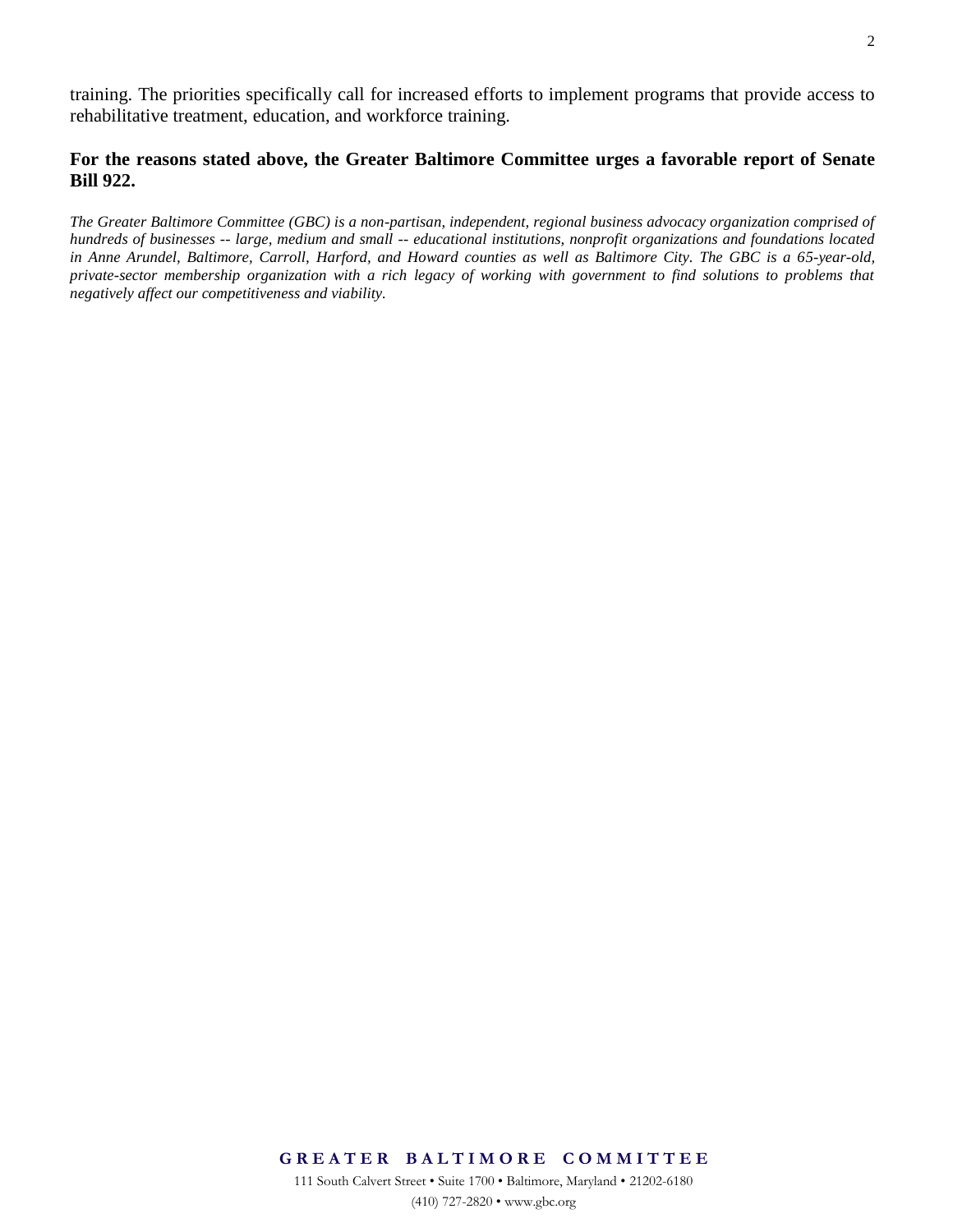training. The priorities specifically call for increased efforts to implement programs that provide access to rehabilitative treatment, education, and workforce training.

**For the reasons stated above, the Greater Baltimore Committee urges a favorable report of Senate Bill 922.**

*The Greater Baltimore Committee (GBC) is a non-partisan, independent, regional business advocacy organization comprised of hundreds of businesses -- large, medium and small -- educational institutions, nonprofit organizations and foundations located in Anne Arundel, Baltimore, Carroll, Harford, and Howard counties as well as Baltimore City. The GBC is a 65-year-old, private-sector membership organization with a rich legacy of working with government to find solutions to problems that negatively affect our competitiveness and viability.*

GREATER BALTIMORE COMMITTEE

111 South Calvert Street • Suite 1700 • Baltimore, Maryland • 21202-6180

(410) 727-2820 • www.gbc.org